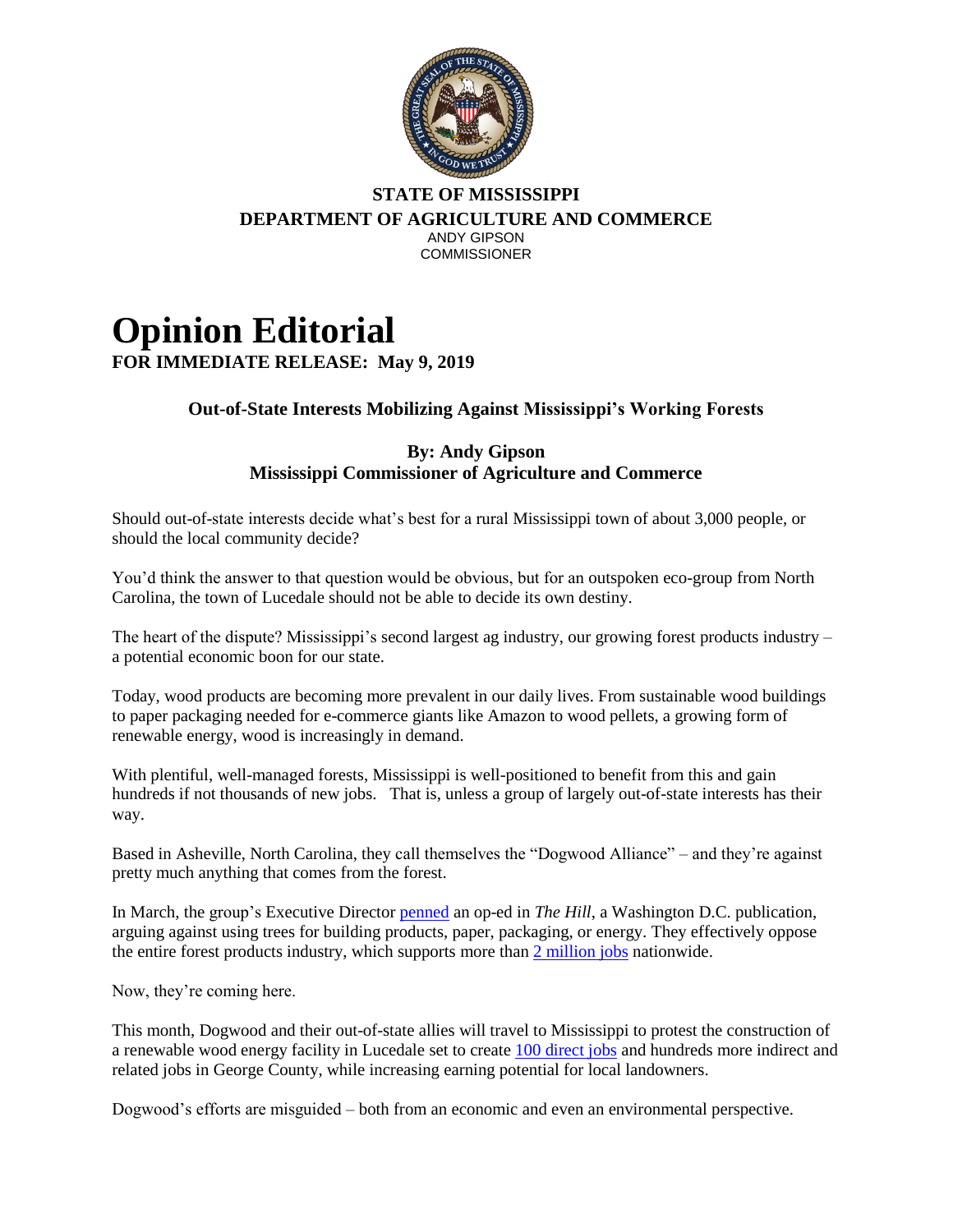**STATE OF MISSISSIPPI**
**DEPARTMENT OF AGRICULTURE AND COMMERCE**
ANDY GIPSON
COMMISSIONER

# Opinion Editorial

**FOR IMMEDIATE RELEASE: May 9, 2019**

### Out-of-State Interests Mobilizing Against Mississippi's Working Forests

**By: Andy Gipson**
**Mississippi Commissioner of Agriculture and Commerce**

Should out-of-state interests decide what's best for a rural Mississippi town of about 3,000 people, or should the local community decide?

You'd think the answer to that question would be obvious, but for an outspoken eco-group from North Carolina, the town of Lucedale should not be able to decide its own destiny.

The heart of the dispute? Mississippi's second largest ag industry, our growing forest products industry – a potential economic boon for our state.

Today, wood products are becoming more prevalent in our daily lives. From sustainable wood buildings to paper packaging needed for e-commerce giants like Amazon to wood pellets, a growing form of renewable energy, wood is increasingly in demand.

With plentiful, well-managed forests, Mississippi is well-positioned to benefit from this and gain hundreds if not thousands of new jobs. That is, unless a group of largely out-of-state interests has their way.

Based in Asheville, North Carolina, they call themselves the "Dogwood Alliance" – and they're against pretty much anything that comes from the forest.

In March, the group's Executive Director penned an op-ed in *The Hill*, a Washington D.C. publication, arguing against using trees for building products, paper, packaging, or energy. They effectively oppose the entire forest products industry, which supports more than 2 million jobs nationwide.

Now, they're coming here.

This month, Dogwood and their out-of-state allies will travel to Mississippi to protest the construction of a renewable wood energy facility in Lucedale set to create 100 direct jobs and hundreds more indirect and related jobs in George County, while increasing earning potential for local landowners.

Dogwood's efforts are misguided – both from an economic and even an environmental perspective.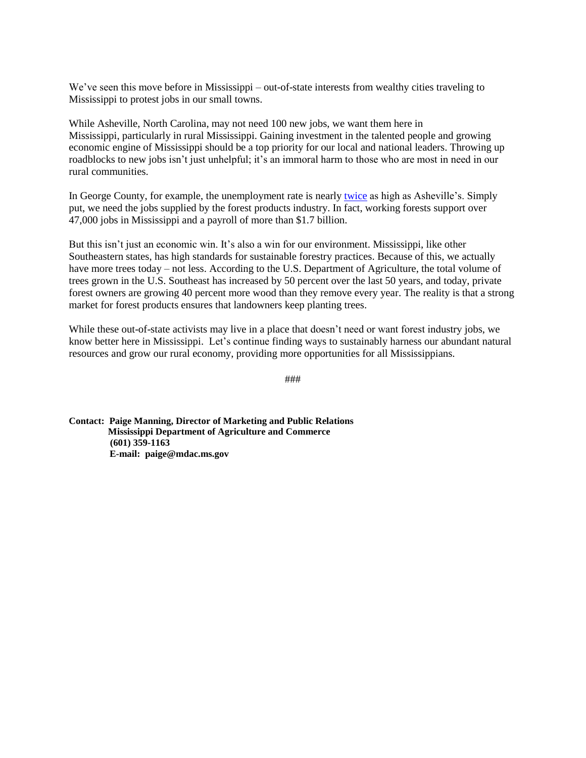We've seen this move before in Mississippi – out-of-state interests from wealthy cities traveling to Mississippi to protest jobs in our small towns.

While Asheville, North Carolina, may not need 100 new jobs, we want them here in Mississippi, particularly in rural Mississippi. Gaining investment in the talented people and growing economic engine of Mississippi should be a top priority for our local and national leaders. Throwing up roadblocks to new jobs isn't just unhelpful; it's an immoral harm to those who are most in need in our rural communities.

In George County, for example, the unemployment rate is nearly twice as high as Asheville's. Simply put, we need the jobs supplied by the forest products industry. In fact, working forests support over 47,000 jobs in Mississippi and a payroll of more than $1.7 billion.

But this isn't just an economic win. It's also a win for our environment. Mississippi, like other Southeastern states, has high standards for sustainable forestry practices. Because of this, we actually have more trees today – not less. According to the U.S. Department of Agriculture, the total volume of trees grown in the U.S. Southeast has increased by 50 percent over the last 50 years, and today, private forest owners are growing 40 percent more wood than they remove every year. The reality is that a strong market for forest products ensures that landowners keep planting trees.

While these out-of-state activists may live in a place that doesn't need or want forest industry jobs, we know better here in Mississippi. Let's continue finding ways to sustainably harness our abundant natural resources and grow our rural economy, providing more opportunities for all Mississippians.

###

**Contact: Paige Manning, Director of Marketing and Public Relations**
**Mississippi Department of Agriculture and Commerce**
**(601) 359-1163**
**E-mail: paige@mdac.ms.gov**